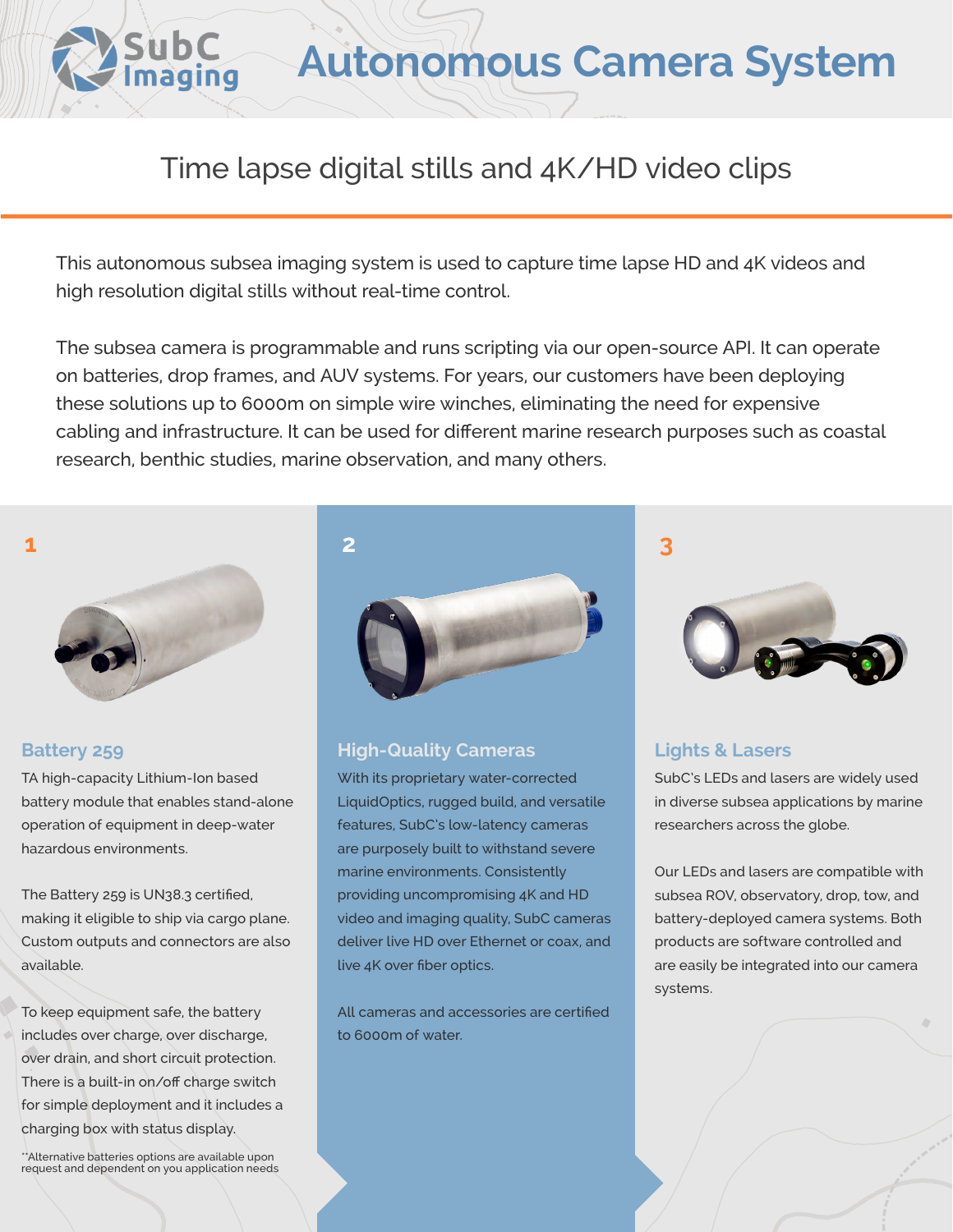# Autonomous Camera System

## Time lapse digital stills and 4K/HD video clips

This autonomous subsea imaging system is used to capture time lapse HD and 4K videos and high resolution digital stills without real-time control.

The subsea camera is programmable and runs scripting via our open-source API. It can operate on batteries, drop frames, and AUV systems. For years, our customers have been deploying these solutions up to 6000m on simple wire winches, eliminating the need for expensive cabling and infrastructure. It can be used for different marine research purposes such as coastal research, benthic studies, marine observation, and many others.

1

### Battery 259

TA high-capacity Lithium-Ion based battery module that enables stand-alone operation of equipment in deep-water hazardous environments.

The Battery 259 is UN38.3 certified, making it eligible to ship via cargo plane. Custom outputs and connectors are also available.

To keep equipment safe, the battery includes over charge, over discharge, over drain, and short circuit protection. There is a built-in on/off charge switch for simple deployment and it includes a charging box with status display.

**Alternative batteries options are available upon request and dependent on you application needs

2

### High-Quality Cameras

With its proprietary water-corrected LiquidOptics, rugged build, and versatile features, SubC's low-latency cameras are purposely built to withstand severe marine environments. Consistently providing uncompromising 4K and HD video and imaging quality, SubC cameras deliver live HD over Ethernet or coax, and live 4K over fiber optics.

All cameras and accessories are certified to 6000m of water.

3

### Lights & Lasers

SubC's LEDs and lasers are widely used in diverse subsea applications by marine researchers across the globe.

Our LEDs and lasers are compatible with subsea ROV, observatory, drop, tow, and battery-deployed camera systems. Both products are software controlled and are easily be integrated into our camera systems.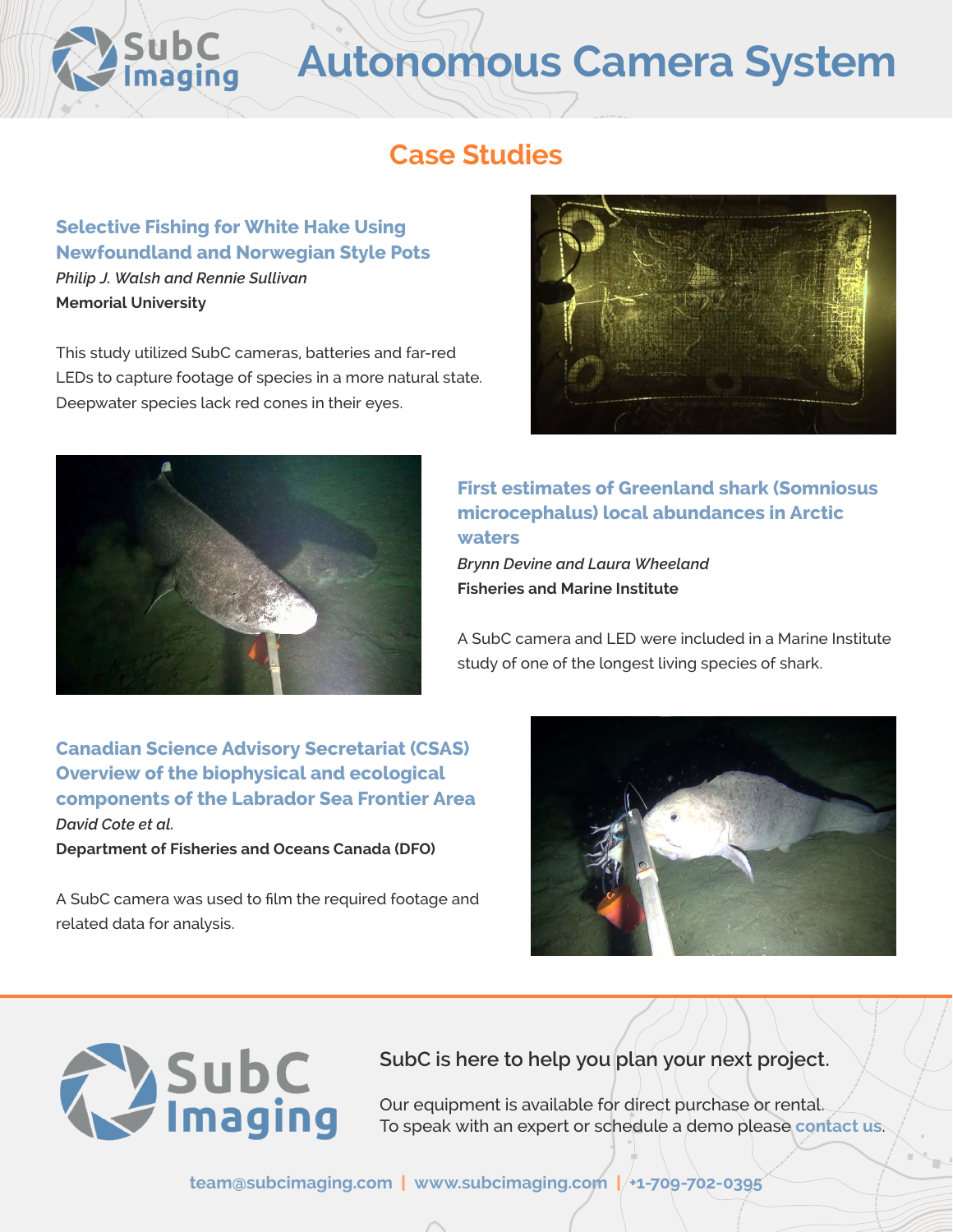# Autonomous Camera System

## Case Studies

### Selective Fishing for White Hake Using Newfoundland and Norwegian Style Pots

*Philip J. Walsh and Rennie Sullivan*

**Memorial University**

This study utilized SubC cameras, batteries and far-red LEDs to capture footage of species in a more natural state. Deepwater species lack red cones in their eyes.

### First estimates of Greenland shark (Somniosus microcephalus) local abundances in Arctic waters

*Brynn Devine and Laura Wheeland*

**Fisheries and Marine Institute**

A SubC camera and LED were included in a Marine Institute study of one of the longest living species of shark.

### Canadian Science Advisory Secretariat (CSAS) Overview of the biophysical and ecological components of the Labrador Sea Frontier Area

*David Cote et al.*

**Department of Fisheries and Oceans Canada (DFO)**

A SubC camera was used to film the required footage and related data for analysis.

SubC Imaging

SubC is here to help you plan your next project.

Our equipment is available for direct purchase or rental.
To speak with an expert or schedule a demo please contact us.

team@subcimaging.com | www.subcimaging.com | +1-709-702-0395